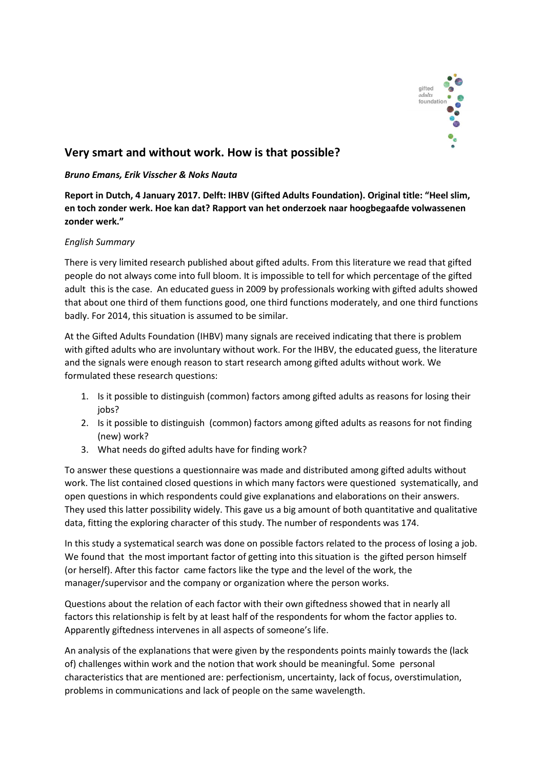# Very smart and without work. How is that possible?

***Bruno Emans, Erik Visscher & Noks Nauta***

**Report in Dutch, 4 January 2017. Delft: IHBV (Gifted Adults Foundation). Original title: "Heel slim, en toch zonder werk. Hoe kan dat? Rapport van het onderzoek naar hoogbegaafde volwassenen zonder werk."**

*English Summary*

There is very limited research published about gifted adults. From this literature we read that gifted people do not always come into full bloom. It is impossible to tell for which percentage of the gifted adult this is the case. An educated guess in 2009 by professionals working with gifted adults showed that about one third of them functions good, one third functions moderately, and one third functions badly. For 2014, this situation is assumed to be similar.

At the Gifted Adults Foundation (IHBV) many signals are received indicating that there is problem with gifted adults who are involuntary without work. For the IHBV, the educated guess, the literature and the signals were enough reason to start research among gifted adults without work. We formulated these research questions:

1. Is it possible to distinguish (common) factors among gifted adults as reasons for losing their jobs?
2. Is it possible to distinguish (common) factors among gifted adults as reasons for not finding (new) work?
3. What needs do gifted adults have for finding work?

To answer these questions a questionnaire was made and distributed among gifted adults without work. The list contained closed questions in which many factors were questioned systematically, and open questions in which respondents could give explanations and elaborations on their answers. They used this latter possibility widely. This gave us a big amount of both quantitative and qualitative data, fitting the exploring character of this study. The number of respondents was 174.

In this study a systematical search was done on possible factors related to the process of losing a job. We found that the most important factor of getting into this situation is the gifted person himself (or herself). After this factor came factors like the type and the level of the work, the manager/supervisor and the company or organization where the person works.

Questions about the relation of each factor with their own giftedness showed that in nearly all factors this relationship is felt by at least half of the respondents for whom the factor applies to. Apparently giftedness intervenes in all aspects of someone's life.

An analysis of the explanations that were given by the respondents points mainly towards the (lack of) challenges within work and the notion that work should be meaningful. Some personal characteristics that are mentioned are: perfectionism, uncertainty, lack of focus, overstimulation, problems in communications and lack of people on the same wavelength.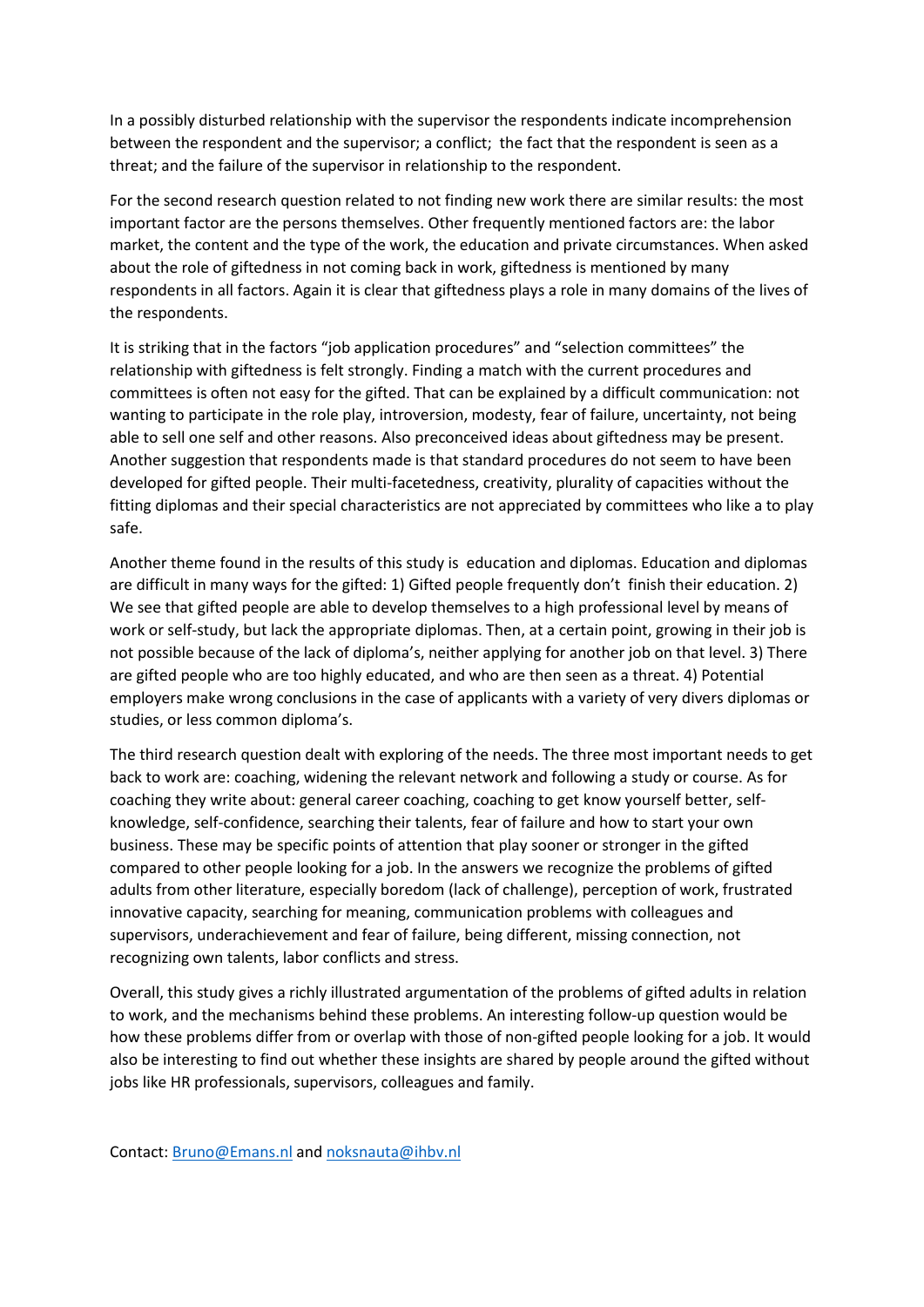In a possibly disturbed relationship with the supervisor the respondents indicate incomprehension between the respondent and the supervisor; a conflict; the fact that the respondent is seen as a threat; and the failure of the supervisor in relationship to the respondent.

For the second research question related to not finding new work there are similar results: the most important factor are the persons themselves. Other frequently mentioned factors are: the labor market, the content and the type of the work, the education and private circumstances. When asked about the role of giftedness in not coming back in work, giftedness is mentioned by many respondents in all factors. Again it is clear that giftedness plays a role in many domains of the lives of the respondents.

It is striking that in the factors "job application procedures" and "selection committees" the relationship with giftedness is felt strongly. Finding a match with the current procedures and committees is often not easy for the gifted. That can be explained by a difficult communication: not wanting to participate in the role play, introversion, modesty, fear of failure, uncertainty, not being able to sell one self and other reasons. Also preconceived ideas about giftedness may be present. Another suggestion that respondents made is that standard procedures do not seem to have been developed for gifted people. Their multi-facetedness, creativity, plurality of capacities without the fitting diplomas and their special characteristics are not appreciated by committees who like a to play safe.

Another theme found in the results of this study is education and diplomas. Education and diplomas are difficult in many ways for the gifted: 1) Gifted people frequently don't finish their education. 2) We see that gifted people are able to develop themselves to a high professional level by means of work or self-study, but lack the appropriate diplomas. Then, at a certain point, growing in their job is not possible because of the lack of diploma's, neither applying for another job on that level. 3) There are gifted people who are too highly educated, and who are then seen as a threat. 4) Potential employers make wrong conclusions in the case of applicants with a variety of very divers diplomas or studies, or less common diploma's.

The third research question dealt with exploring of the needs. The three most important needs to get back to work are: coaching, widening the relevant network and following a study or course. As for coaching they write about: general career coaching, coaching to get know yourself better, self-knowledge, self-confidence, searching their talents, fear of failure and how to start your own business. These may be specific points of attention that play sooner or stronger in the gifted compared to other people looking for a job. In the answers we recognize the problems of gifted adults from other literature, especially boredom (lack of challenge), perception of work, frustrated innovative capacity, searching for meaning, communication problems with colleagues and supervisors, underachievement and fear of failure, being different, missing connection, not recognizing own talents, labor conflicts and stress.

Overall, this study gives a richly illustrated argumentation of the problems of gifted adults in relation to work, and the mechanisms behind these problems. An interesting follow-up question would be how these problems differ from or overlap with those of non-gifted people looking for a job. It would also be interesting to find out whether these insights are shared by people around the gifted without jobs like HR professionals, supervisors, colleagues and family.

Contact: Bruno@Emans.nl and noksnauta@ihbv.nl